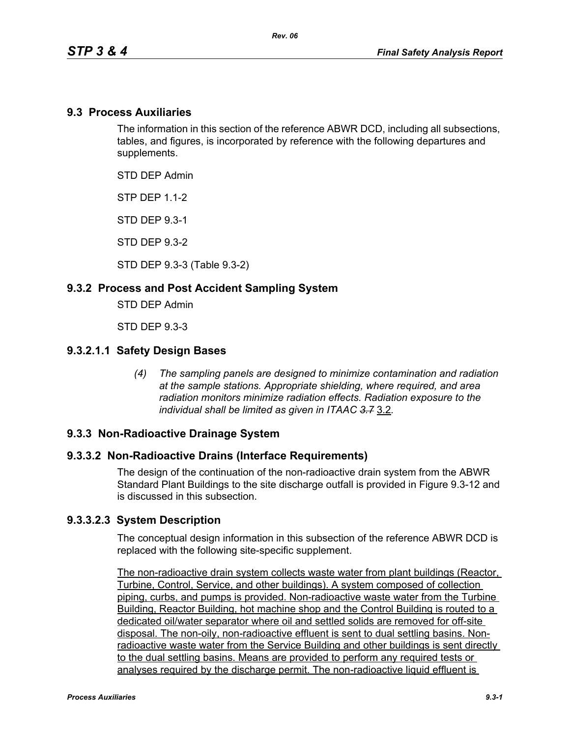## 9.3 Process Auxiliaries

The information in this section of the reference ABWR DCD, including all subsections, tables, and figures, is incorporated by reference with the following departures and supplements.

STD DEP Admin

STP DEP 1.1-2

STD DEP 9.3-1

STD DEP 9.3-2

STD DEP 9.3-3 (Table 9.3-2)

## 9.3.2 Process and Post Accident Sampling System

STD DEP Admin

STD DEP 9.3-3

### 9.3.2.1.1 Safety Design Bases

*(4) The sampling panels are designed to minimize contamination and radiation at the sample stations. Appropriate shielding, where required, and area radiation monitors minimize radiation effects. Radiation exposure to the individual shall be limited as given in ITAAC ~~3.7~~* 3.2*.*

## 9.3.3 Non-Radioactive Drainage System

### 9.3.3.2 Non-Radioactive Drains (Interface Requirements)

The design of the continuation of the non-radioactive drain system from the ABWR Standard Plant Buildings to the site discharge outfall is provided in Figure 9.3-12 and is discussed in this subsection.

### 9.3.3.2.3 System Description

The conceptual design information in this subsection of the reference ABWR DCD is replaced with the following site-specific supplement.

The non-radioactive drain system collects waste water from plant buildings (Reactor, Turbine, Control, Service, and other buildings). A system composed of collection piping, curbs, and pumps is provided. Non-radioactive waste water from the Turbine Building, Reactor Building, hot machine shop and the Control Building is routed to a dedicated oil/water separator where oil and settled solids are removed for off-site disposal. The non-oily, non-radioactive effluent is sent to dual settling basins. Non-radioactive waste water from the Service Building and other buildings is sent directly to the dual settling basins. Means are provided to perform any required tests or analyses required by the discharge permit. The non-radioactive liquid effluent is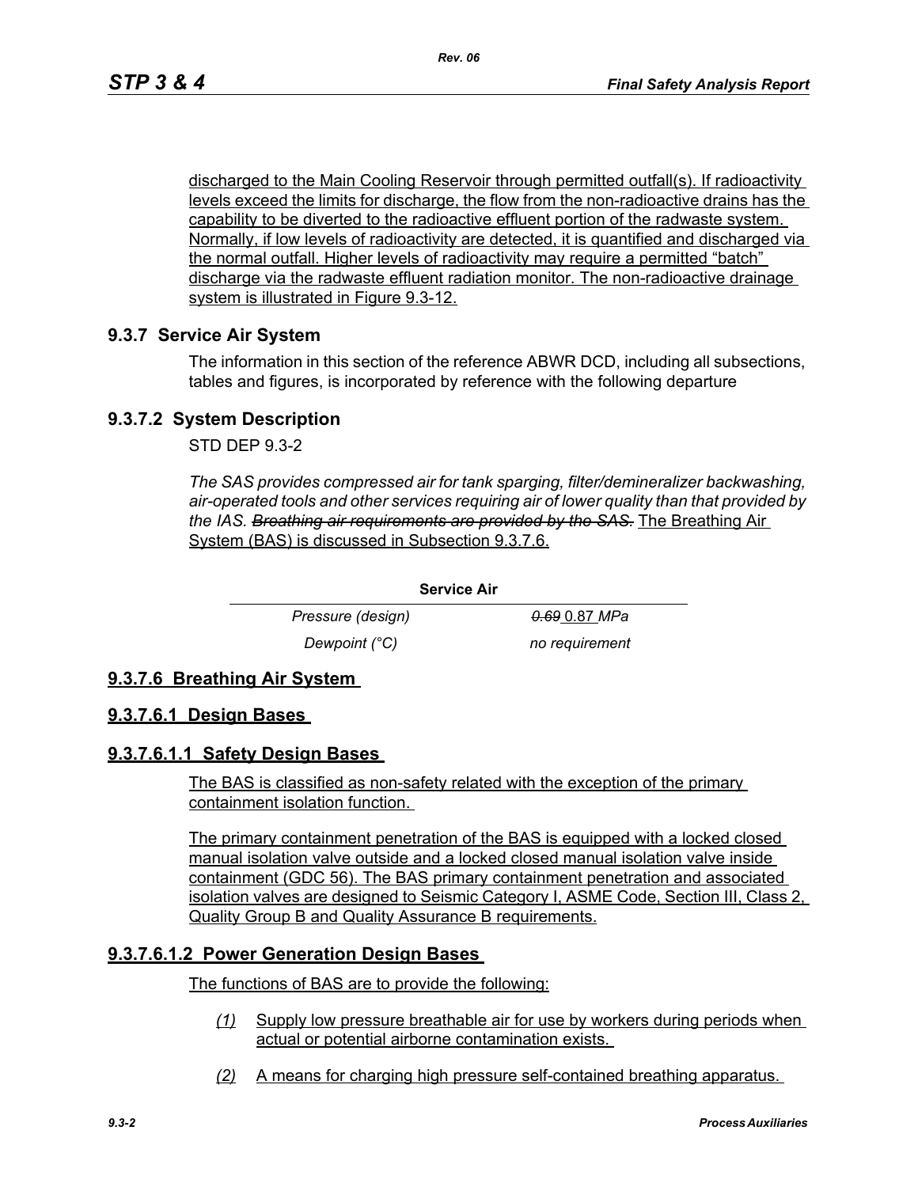discharged to the Main Cooling Reservoir through permitted outfall(s). If radioactivity levels exceed the limits for discharge, the flow from the non-radioactive drains has the capability to be diverted to the radioactive effluent portion of the radwaste system. Normally, if low levels of radioactivity are detected, it is quantified and discharged via the normal outfall. Higher levels of radioactivity may require a permitted "batch" discharge via the radwaste effluent radiation monitor. The non-radioactive drainage system is illustrated in Figure 9.3-12.

## 9.3.7 Service Air System

The information in this section of the reference ABWR DCD, including all subsections, tables and figures, is incorporated by reference with the following departure

## 9.3.7.2 System Description

STD DEP 9.3-2

*The SAS provides compressed air for tank sparging, filter/demineralizer backwashing, air-operated tools and other services requiring air of lower quality than that provided by the IAS. ~~Breathing air requirements are provided by the SAS.~~* The Breathing Air System (BAS) is discussed in Subsection 9.3.7.6.

| Service Air | |
|---|---|
| *Pressure (design)* | ~~*0.69*~~ 0.87 *MPa* |
| *Dewpoint (°C)* | *no requirement* |

## 9.3.7.6 Breathing Air System

## 9.3.7.6.1 Design Bases

## 9.3.7.6.1.1 Safety Design Bases

The BAS is classified as non-safety related with the exception of the primary containment isolation function.

The primary containment penetration of the BAS is equipped with a locked closed manual isolation valve outside and a locked closed manual isolation valve inside containment (GDC 56). The BAS primary containment penetration and associated isolation valves are designed to Seismic Category I, ASME Code, Section III, Class 2, Quality Group B and Quality Assurance B requirements.

## 9.3.7.6.1.2 Power Generation Design Bases

The functions of BAS are to provide the following:

*(1)* Supply low pressure breathable air for use by workers during periods when actual or potential airborne contamination exists.

*(2)* A means for charging high pressure self-contained breathing apparatus.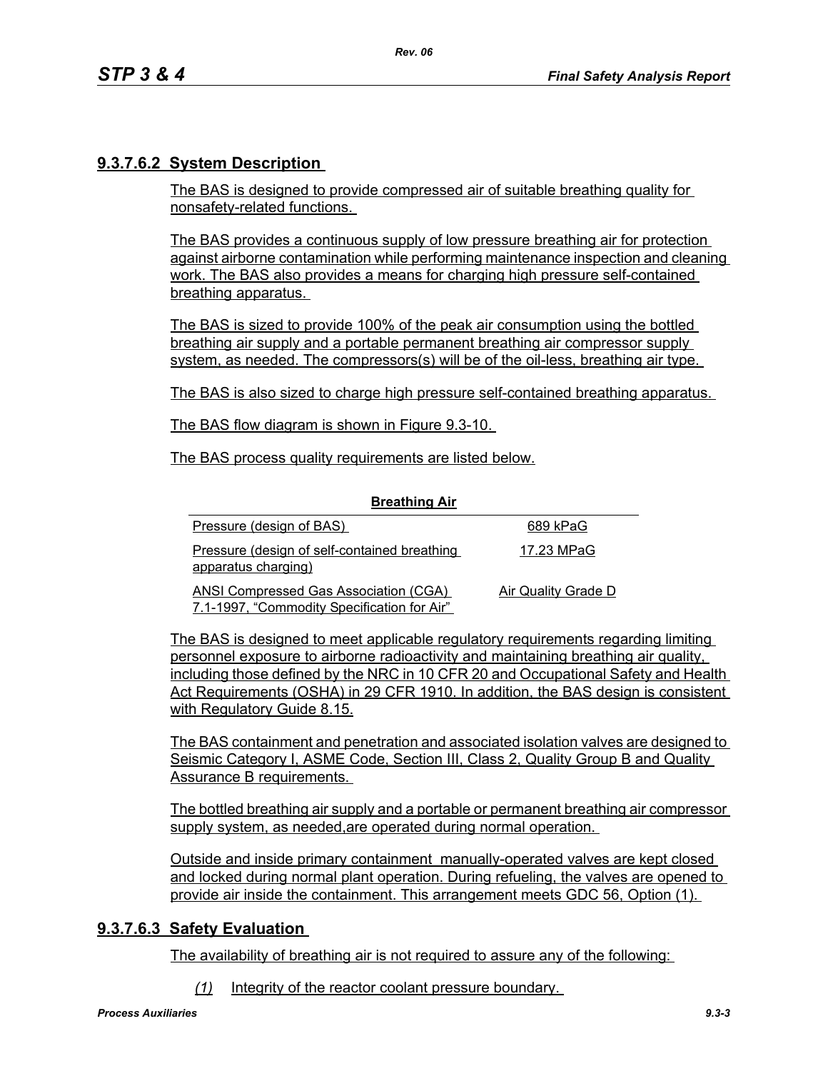## 9.3.7.6.2 System Description

The BAS is designed to provide compressed air of suitable breathing quality for nonsafety-related functions.

The BAS provides a continuous supply of low pressure breathing air for protection against airborne contamination while performing maintenance inspection and cleaning work. The BAS also provides a means for charging high pressure self-contained breathing apparatus.

The BAS is sized to provide 100% of the peak air consumption using the bottled breathing air supply and a portable permanent breathing air compressor supply system, as needed. The compressors(s) will be of the oil-less, breathing air type.

The BAS is also sized to charge high pressure self-contained breathing apparatus.

The BAS flow diagram is shown in Figure 9.3-10.

The BAS process quality requirements are listed below.

| **Breathing Air** | |
|---|---|
| Pressure (design of BAS) | 689 kPaG |
| Pressure (design of self-contained breathing apparatus charging) | 17.23 MPaG |
| ANSI Compressed Gas Association (CGA) 7.1-1997, "Commodity Specification for Air" | Air Quality Grade D |

The BAS is designed to meet applicable regulatory requirements regarding limiting personnel exposure to airborne radioactivity and maintaining breathing air quality, including those defined by the NRC in 10 CFR 20 and Occupational Safety and Health Act Requirements (OSHA) in 29 CFR 1910. In addition, the BAS design is consistent with Regulatory Guide 8.15.

The BAS containment and penetration and associated isolation valves are designed to Seismic Category I, ASME Code, Section III, Class 2, Quality Group B and Quality Assurance B requirements.

The bottled breathing air supply and a portable or permanent breathing air compressor supply system, as needed,are operated during normal operation.

Outside and inside primary containment manually-operated valves are kept closed and locked during normal plant operation. During refueling, the valves are opened to provide air inside the containment. This arrangement meets GDC 56, Option (1).

## 9.3.7.6.3 Safety Evaluation

The availability of breathing air is not required to assure any of the following:

*(1)* Integrity of the reactor coolant pressure boundary.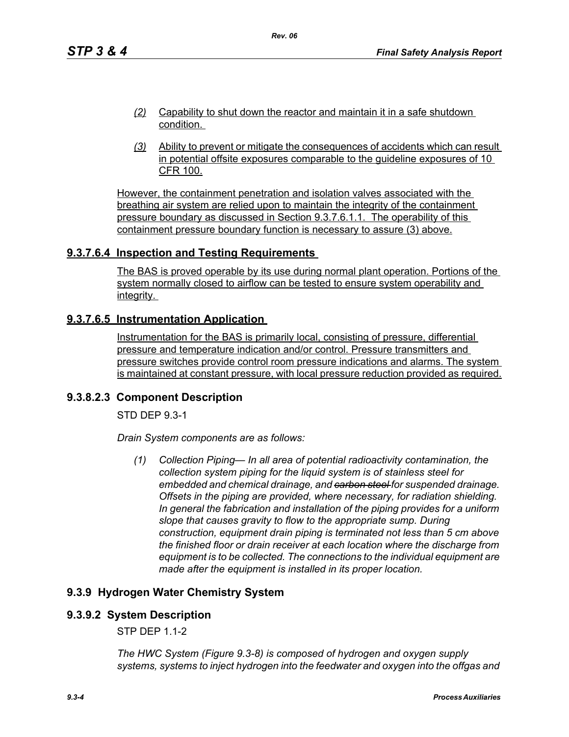*(2)* Capability to shut down the reactor and maintain it in a safe shutdown condition.

*(3)* Ability to prevent or mitigate the consequences of accidents which can result in potential offsite exposures comparable to the guideline exposures of 10 CFR 100.

However, the containment penetration and isolation valves associated with the breathing air system are relied upon to maintain the integrity of the containment pressure boundary as discussed in Section 9.3.7.6.1.1. The operability of this containment pressure boundary function is necessary to assure (3) above.

### 9.3.7.6.4 Inspection and Testing Requirements

The BAS is proved operable by its use during normal plant operation. Portions of the system normally closed to airflow can be tested to ensure system operability and integrity.

### 9.3.7.6.5 Instrumentation Application

Instrumentation for the BAS is primarily local, consisting of pressure, differential pressure and temperature indication and/or control. Pressure transmitters and pressure switches provide control room pressure indications and alarms. The system is maintained at constant pressure, with local pressure reduction provided as required.

### 9.3.8.2.3 Component Description

STD DEP 9.3-1

*Drain System components are as follows:*

*(1) Collection Piping— In all area of potential radioactivity contamination, the collection system piping for the liquid system is of stainless steel for embedded and chemical drainage, and ~~carbon steel~~ for suspended drainage. Offsets in the piping are provided, where necessary, for radiation shielding. In general the fabrication and installation of the piping provides for a uniform slope that causes gravity to flow to the appropriate sump. During construction, equipment drain piping is terminated not less than 5 cm above the finished floor or drain receiver at each location where the discharge from equipment is to be collected. The connections to the individual equipment are made after the equipment is installed in its proper location.*

## 9.3.9 Hydrogen Water Chemistry System

### 9.3.9.2 System Description

STP DEP 1.1-2

*The HWC System (Figure 9.3-8) is composed of hydrogen and oxygen supply systems, systems to inject hydrogen into the feedwater and oxygen into the offgas and*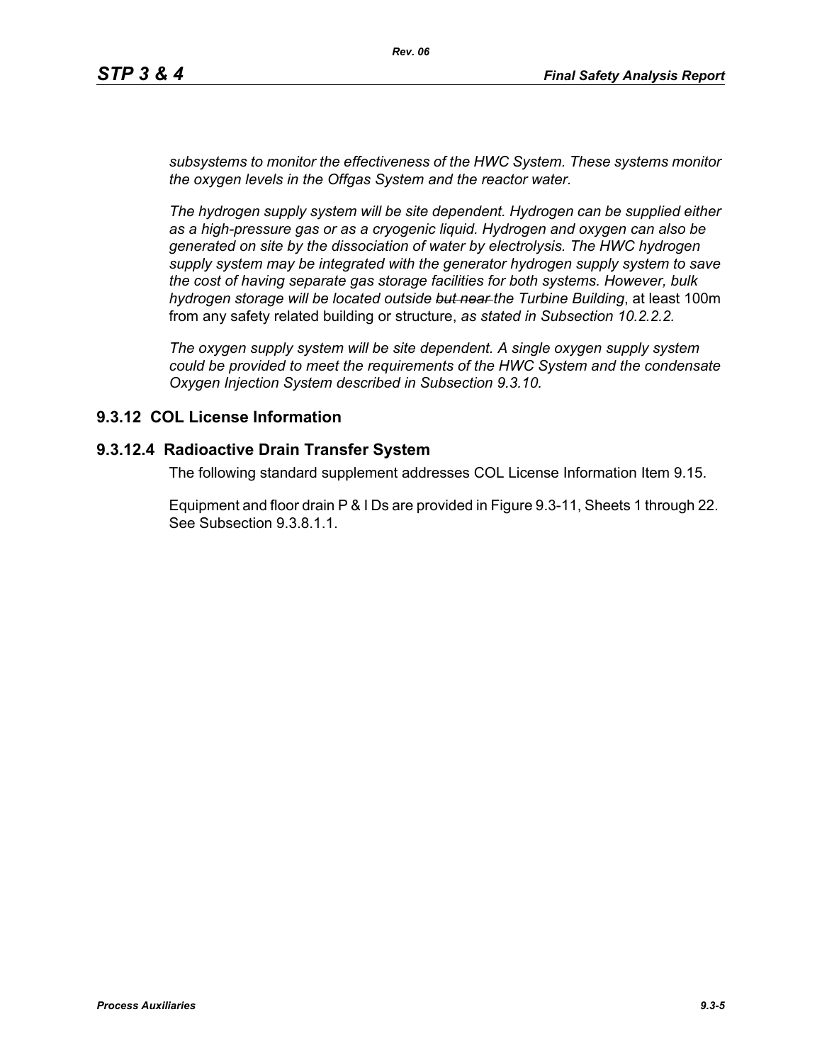*subsystems to monitor the effectiveness of the HWC System. These systems monitor the oxygen levels in the Offgas System and the reactor water.*

*The hydrogen supply system will be site dependent. Hydrogen can be supplied either as a high-pressure gas or as a cryogenic liquid. Hydrogen and oxygen can also be generated on site by the dissociation of water by electrolysis. The HWC hydrogen supply system may be integrated with the generator hydrogen supply system to save the cost of having separate gas storage facilities for both systems. However, bulk hydrogen storage will be located outside ~~but near~~ the Turbine Building*, at least 100m from any safety related building or structure, *as stated in Subsection 10.2.2.2.*

*The oxygen supply system will be site dependent. A single oxygen supply system could be provided to meet the requirements of the HWC System and the condensate Oxygen Injection System described in Subsection 9.3.10.*

## 9.3.12 COL License Information

### 9.3.12.4 Radioactive Drain Transfer System

The following standard supplement addresses COL License Information Item 9.15.

Equipment and floor drain P & I Ds are provided in Figure 9.3-11, Sheets 1 through 22. See Subsection 9.3.8.1.1.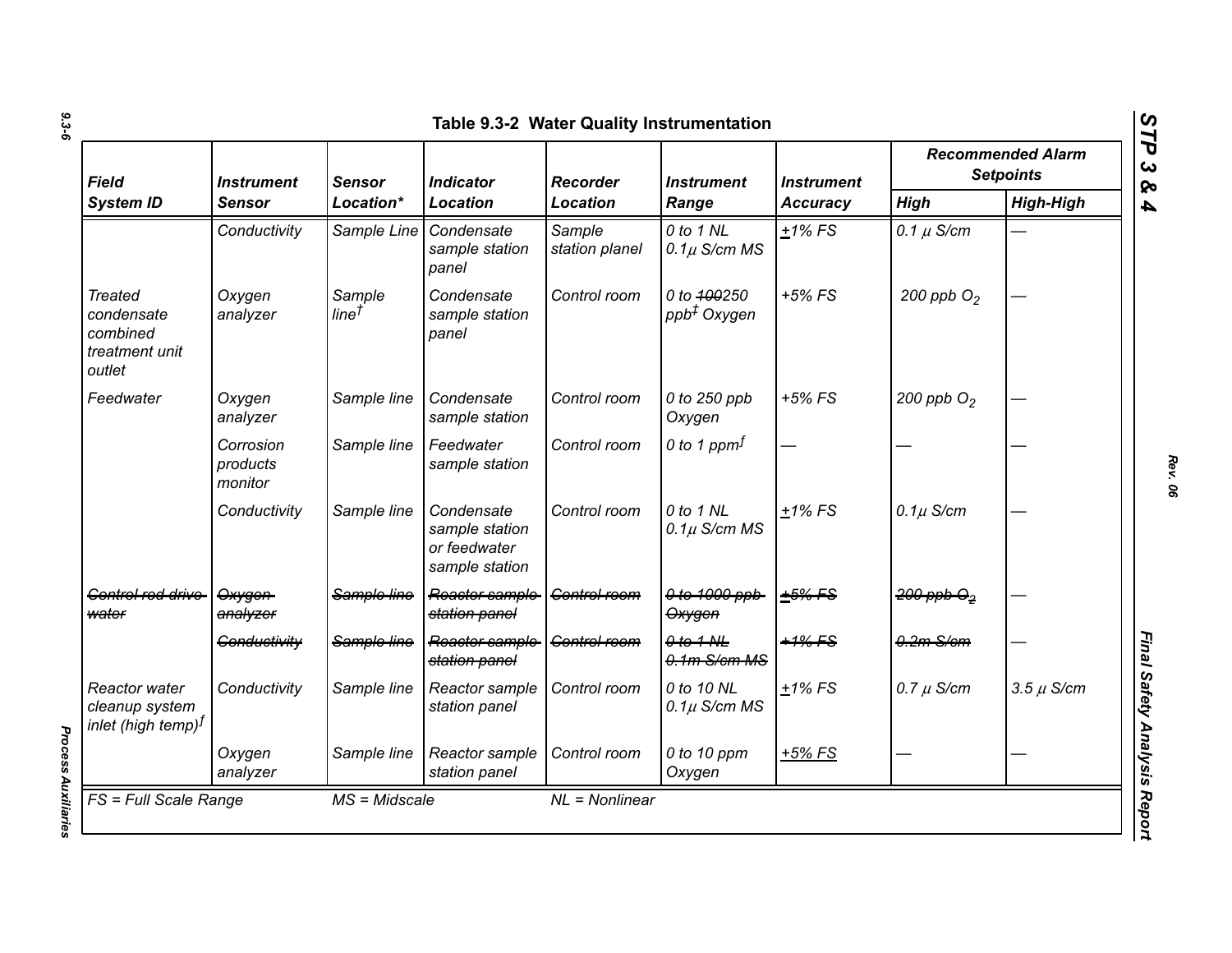# Table 9.3-2 Water Quality Instrumentation

| Field System ID | Instrument Sensor | Sensor Location* | Indicator Location | Recorder Location | Instrument Range | Instrument Accuracy | Recommended Alarm Setpoints | |
|---|---|---|---|---|---|---|---|---|
| | | | | | | | High | High-High |
| | Conductivity | Sample Line | Condensate sample station panel | Sample station planel | 0 to 1 NL 0.1$\mu$ S/cm MS | ±1% FS | 0.1 $\mu$ S/cm | — |
| Treated condensate combined treatment unit outlet | Oxygen analyzer | Sample line[†] | Condensate sample station panel | Control room | 0 to ~~100~~250 ppb[‡] Oxygen | +5% FS | 200 ppb $O_2$ | — |
| Feedwater | Oxygen analyzer | Sample line | Condensate sample station | Control room | 0 to 250 ppb Oxygen | +5% FS | 200 ppb $O_2$ | — |
| | Corrosion products monitor | Sample line | Feedwater sample station | Control room | 0 to 1 ppm[f] | — | — | — |
| | Conductivity | Sample line | Condensate sample station or feedwater sample station | Control room | 0 to 1 NL 0.1$\mu$ S/cm MS | ±1% FS | 0.1$\mu$ S/cm | — |
| ~~Control rod drive water~~ | ~~Oxygen analyzer~~ | ~~Sample line~~ | ~~Reactor sample station panel~~ | ~~Control room~~ | ~~0 to 1000 ppb Oxygen~~ | ~~±5% FS~~ | ~~200 ppb $O_2$~~ | — |
| | ~~Conductivity~~ | ~~Sample line~~ | ~~Reactor sample station panel~~ | ~~Control room~~ | ~~0 to 1 NL 0.1m S/cm MS~~ | ~~±1% FS~~ | ~~0.2m S/cm~~ | — |
| Reactor water cleanup system inlet (high temp)[f] | Conductivity | Sample line | Reactor sample station panel | Control room | 0 to 10 NL 0.1$\mu$ S/cm MS | ±1% FS | 0.7 $\mu$ S/cm | 3.5 $\mu$ S/cm |
| | Oxygen analyzer | Sample line | Reactor sample station panel | Control room | 0 to 10 ppm Oxygen | +5% FS | — | — |

FS = Full Scale Range MS = Midscale NL = Nonlinear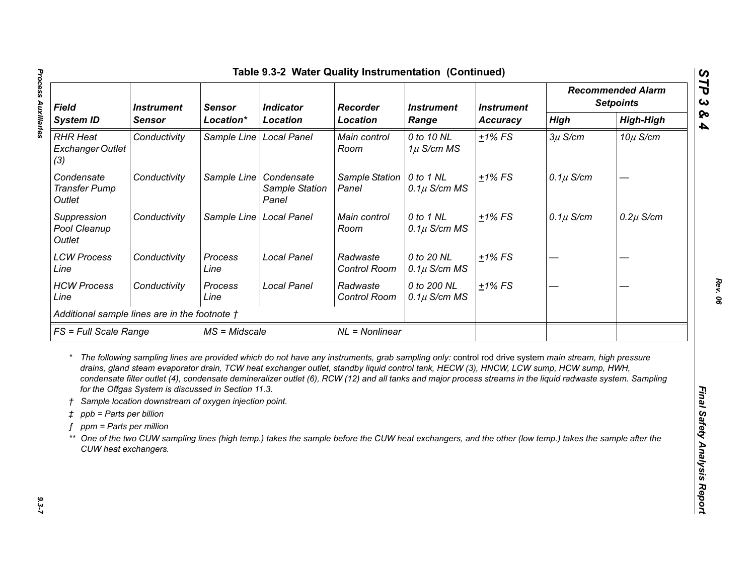## Table 9.3-2 Water Quality Instrumentation (Continued)

| Field System ID | Instrument Sensor | Sensor Location* | Indicator Location | Recorder Location | Instrument Range | Instrument Accuracy | Recommended Alarm Setpoints | |
|---|---|---|---|---|---|---|---|---|
| | | | | | | | High | High-High |
| RHR Heat Exchanger Outlet (3) | Conductivity | Sample Line | Local Panel | Main control Room | 0 to 10 NL 1$\mu$ S/cm MS | ±1% FS | 3$\mu$ S/cm | 10$\mu$ S/cm |
| Condensate Transfer Pump Outlet | Conductivity | Sample Line | Condensate Sample Station Panel | Sample Station Panel | 0 to 1 NL 0.1$\mu$ S/cm MS | ±1% FS | 0.1$\mu$ S/cm | — |
| Suppression Pool Cleanup Outlet | Conductivity | Sample Line | Local Panel | Main control Room | 0 to 1 NL 0.1$\mu$ S/cm MS | ±1% FS | 0.1$\mu$ S/cm | 0.2$\mu$ S/cm |
| LCW Process Line | Conductivity | Process Line | Local Panel | Radwaste Control Room | 0 to 20 NL 0.1$\mu$ S/cm MS | ±1% FS | — | — |
| HCW Process Line | Conductivity | Process Line | Local Panel | Radwaste Control Room | 0 to 200 NL 0.1$\mu$ S/cm MS | ±1% FS | — | — |
| Additional sample lines are in the footnote † | | | | | | | | |
| FS = Full Scale Range | | MS = Midscale | | NL = Nonlinear | | | | |

\* *The following sampling lines are provided which do not have any instruments, grab sampling only:* control rod drive system *main stream, high pressure drains, gland steam evaporator drain, TCW heat exchanger outlet, standby liquid control tank, HECW (3), HNCW, LCW sump, HCW sump, HWH, condensate filter outlet (4), condensate demineralizer outlet (6), RCW (12) and all tanks and major process streams in the liquid radwaste system. Sampling for the Offgas System is discussed in Section 11.3.*

† *Sample location downstream of oxygen injection point.*

‡ *ppb = Parts per billion*

ƒ *ppm = Parts per million*

\*\* *One of the two CUW sampling lines (high temp.) takes the sample before the CUW heat exchangers, and the other (low temp.) takes the sample after the CUW heat exchangers.*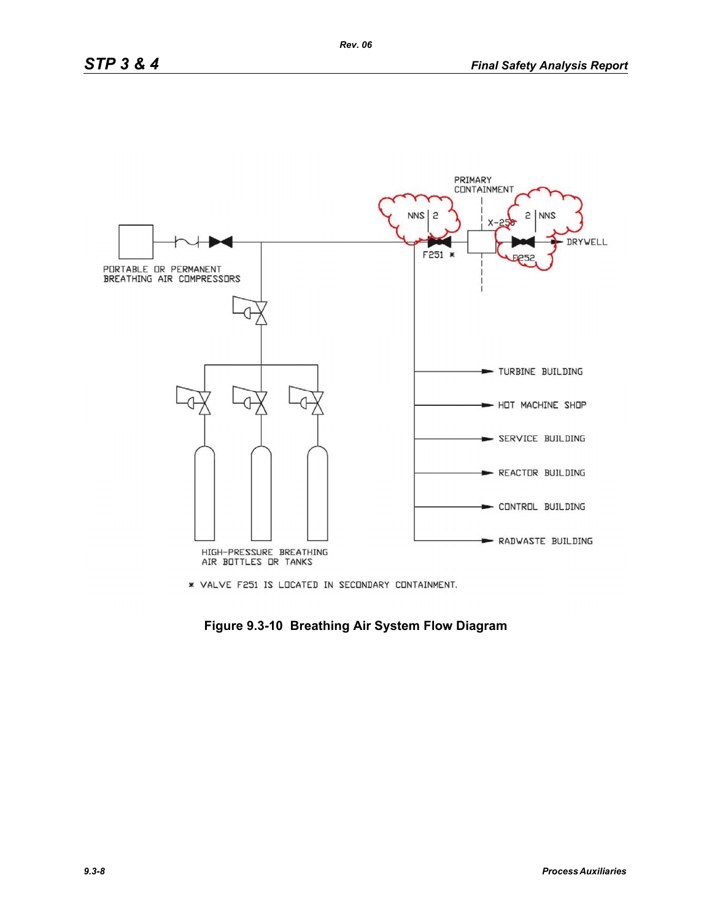PRIMARY CONTAINMENT

NNS | 2

2 | NNS

X-250

F251 *

F252

DRYWELL

PORTABLE OR PERMANENT BREATHING AIR COMPRESSORS

TURBINE BUILDING

HOT MACHINE SHOP

SERVICE BUILDING

REACTOR BUILDING

CONTROL BUILDING

RADWASTE BUILDING

HIGH-PRESSURE BREATHING AIR BOTTLES OR TANKS

* VALVE F251 IS LOCATED IN SECONDARY CONTAINMENT.

**Figure 9.3-10 Breathing Air System Flow Diagram**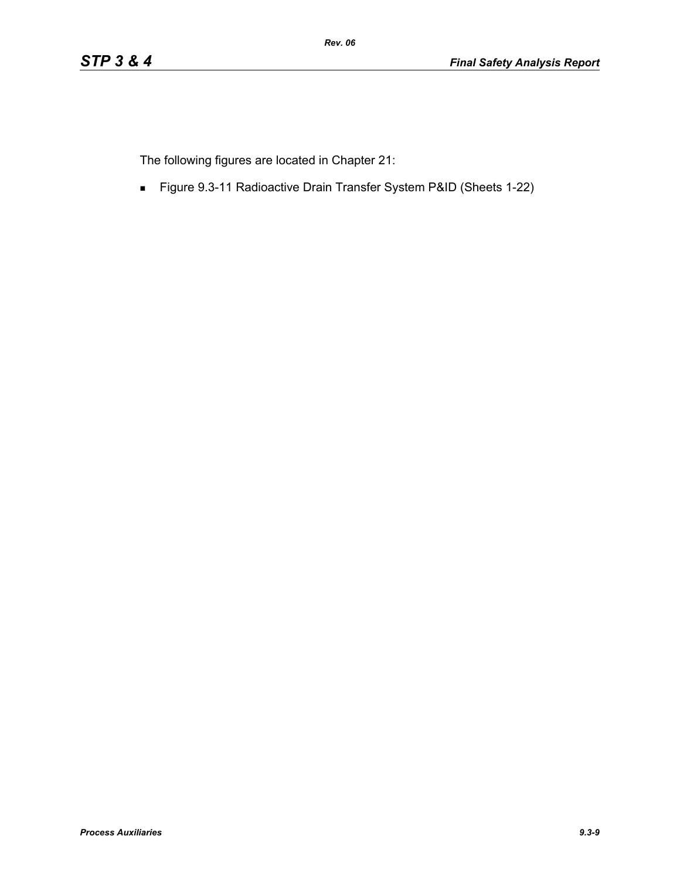The following figures are located in Chapter 21:

- Figure 9.3-11 Radioactive Drain Transfer System P&ID (Sheets 1-22)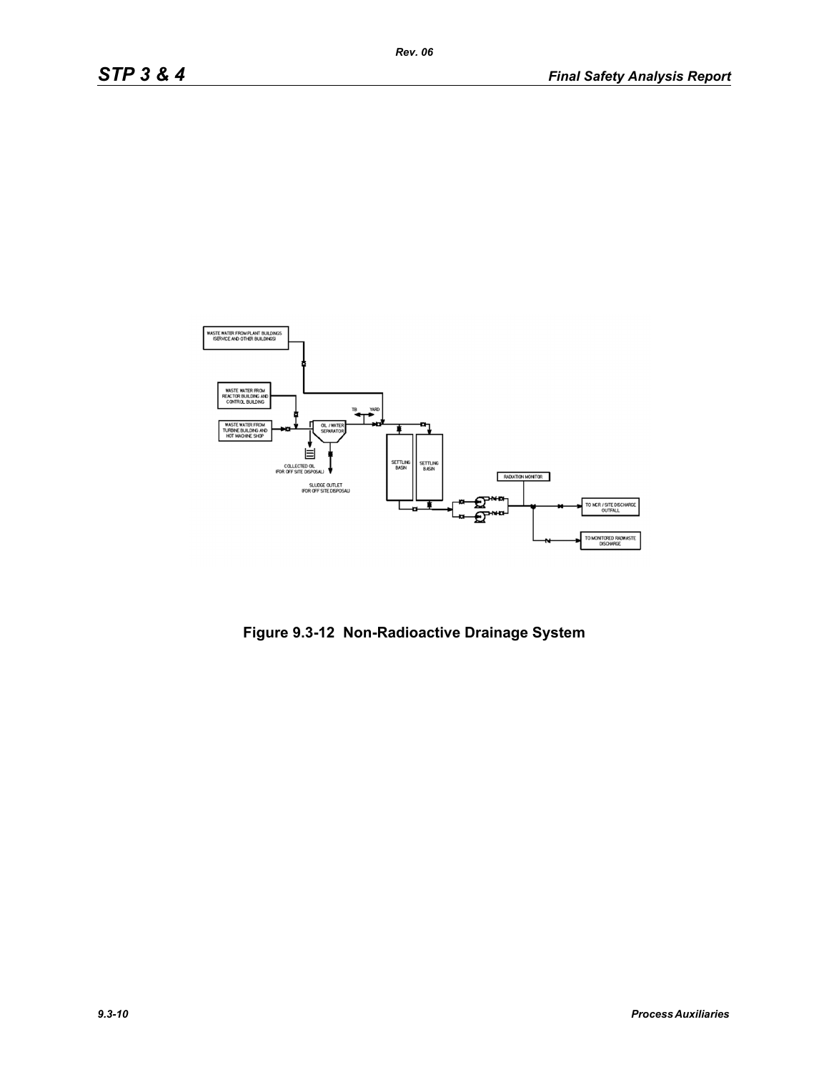WASTE WATER FROM PLANT BUILDINGS
(SERVICE AND OTHER BUILDINGS)

WASTE WATER FROM
REACTOR BUILDING AND
CONTROL BUILDING

WASTE WATER FROM
TURBINE BUILDING AND
HOT MACHINE SHOP

OIL / WATER
SEPARATOR

TB

YARD

COLLECTED OIL
(FOR OFF SITE DISPOSAL)

SLUDGE OUTLET
(FOR OFF SITE DISPOSAL)

SETTLING
BASIN

SETTLING
BASIN

RADIATION MONITOR

TO MCR / SITE DISCHARGE
OUTFALL

TO MONITORED RADWASTE
DISCHARGE

**Figure 9.3-12 Non-Radioactive Drainage System**